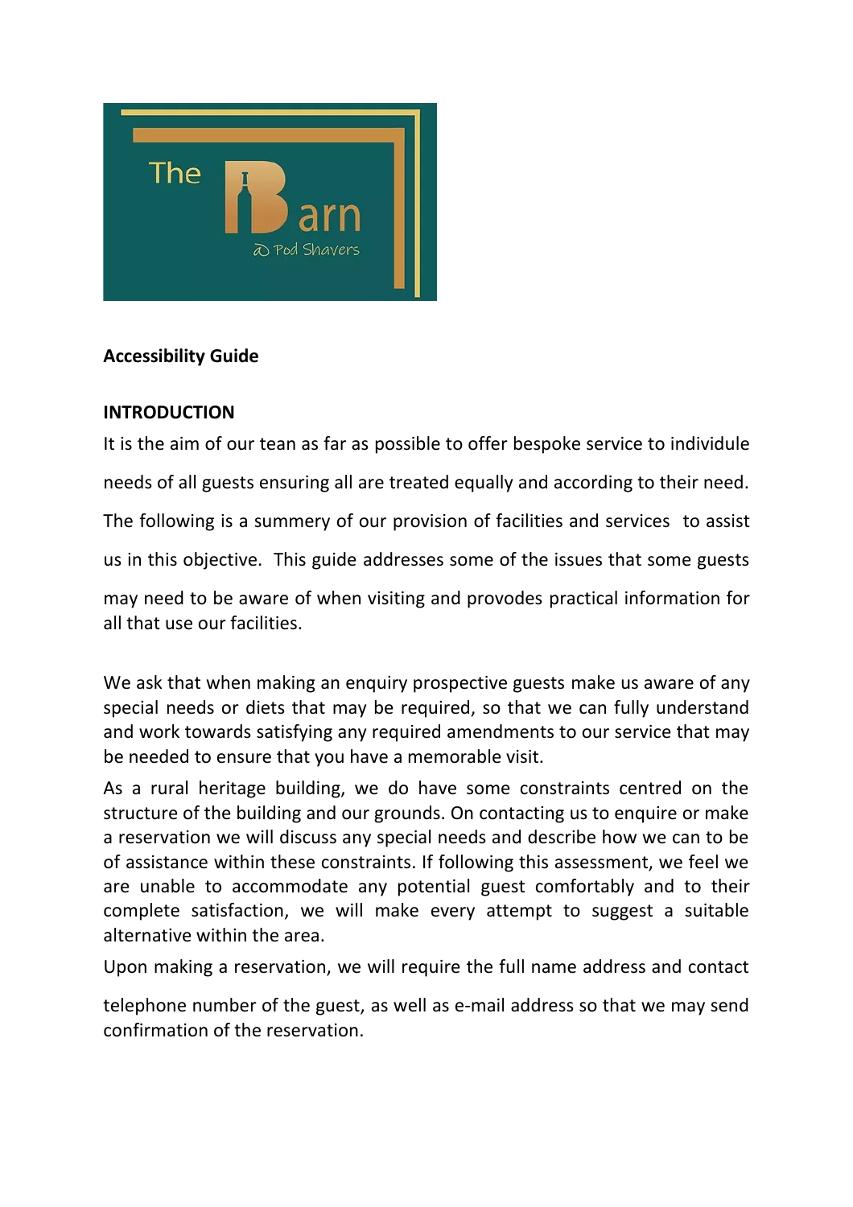The Barn @ Pod Shavers

**Accessibility Guide**

**INTRODUCTION**

It is the aim of our tean as far as possible to offer bespoke service to individule needs of all guests ensuring all are treated equally and according to their need. The following is a summery of our provision of facilities and services to assist us in this objective. This guide addresses some of the issues that some guests may need to be aware of when visiting and provodes practical information for all that use our facilities.

We ask that when making an enquiry prospective guests make us aware of any special needs or diets that may be required, so that we can fully understand and work towards satisfying any required amendments to our service that may be needed to ensure that you have a memorable visit.

As a rural heritage building, we do have some constraints centred on the structure of the building and our grounds. On contacting us to enquire or make a reservation we will discuss any special needs and describe how we can to be of assistance within these constraints. If following this assessment, we feel we are unable to accommodate any potential guest comfortably and to their complete satisfaction, we will make every attempt to suggest a suitable alternative within the area.

Upon making a reservation, we will require the full name address and contact telephone number of the guest, as well as e-mail address so that we may send confirmation of the reservation.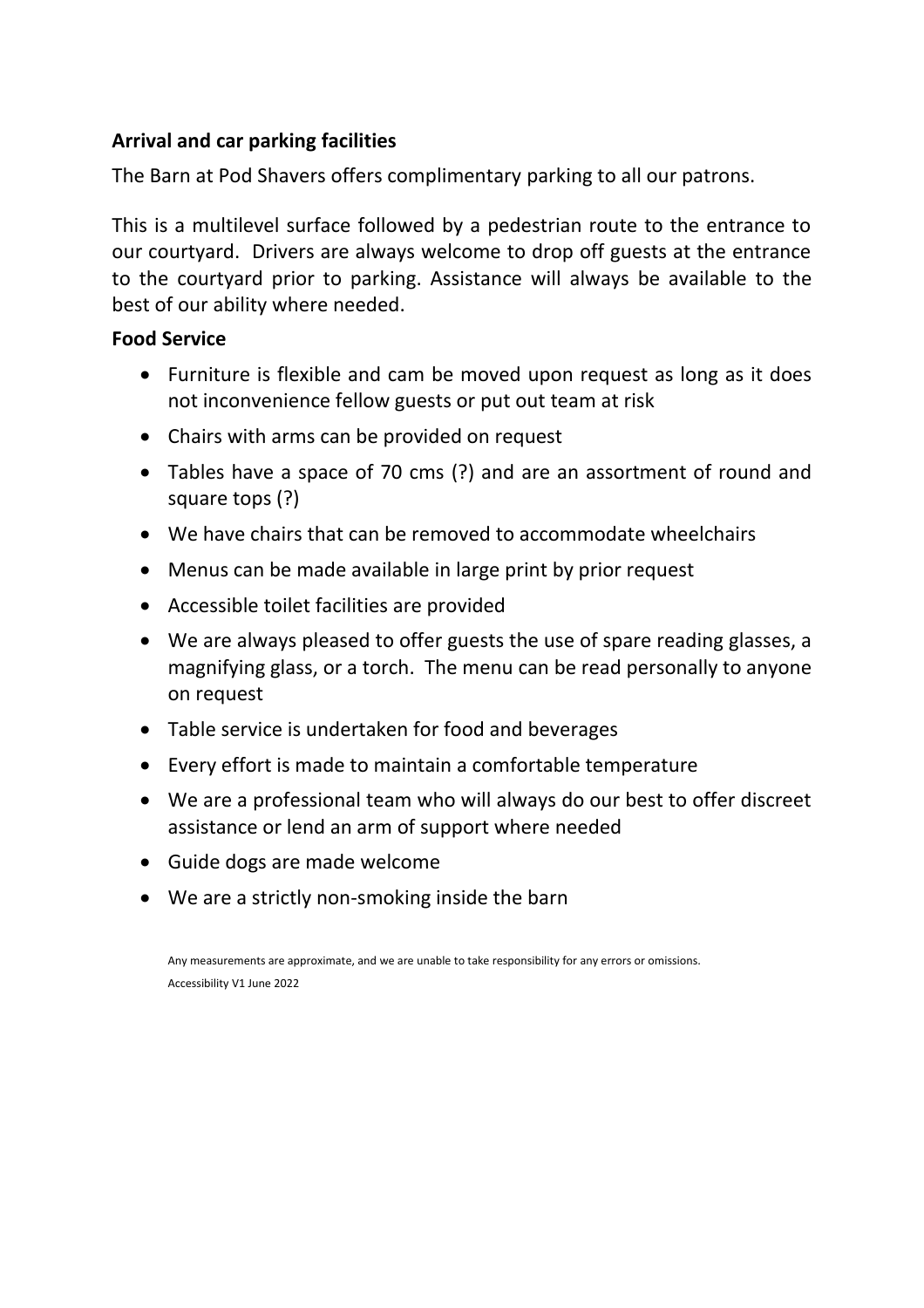**Arrival and car parking facilities**

The Barn at Pod Shavers offers complimentary parking to all our patrons.

This is a multilevel surface followed by a pedestrian route to the entrance to our courtyard. Drivers are always welcome to drop off guests at the entrance to the courtyard prior to parking. Assistance will always be available to the best of our ability where needed.

**Food Service**

- Furniture is flexible and cam be moved upon request as long as it does not inconvenience fellow guests or put out team at risk
- Chairs with arms can be provided on request
- Tables have a space of 70 cms (?) and are an assortment of round and square tops (?)
- We have chairs that can be removed to accommodate wheelchairs
- Menus can be made available in large print by prior request
- Accessible toilet facilities are provided
- We are always pleased to offer guests the use of spare reading glasses, a magnifying glass, or a torch. The menu can be read personally to anyone on request
- Table service is undertaken for food and beverages
- Every effort is made to maintain a comfortable temperature
- We are a professional team who will always do our best to offer discreet assistance or lend an arm of support where needed
- Guide dogs are made welcome
- We are a strictly non-smoking inside the barn

Any measurements are approximate, and we are unable to take responsibility for any errors or omissions.
Accessibility V1 June 2022